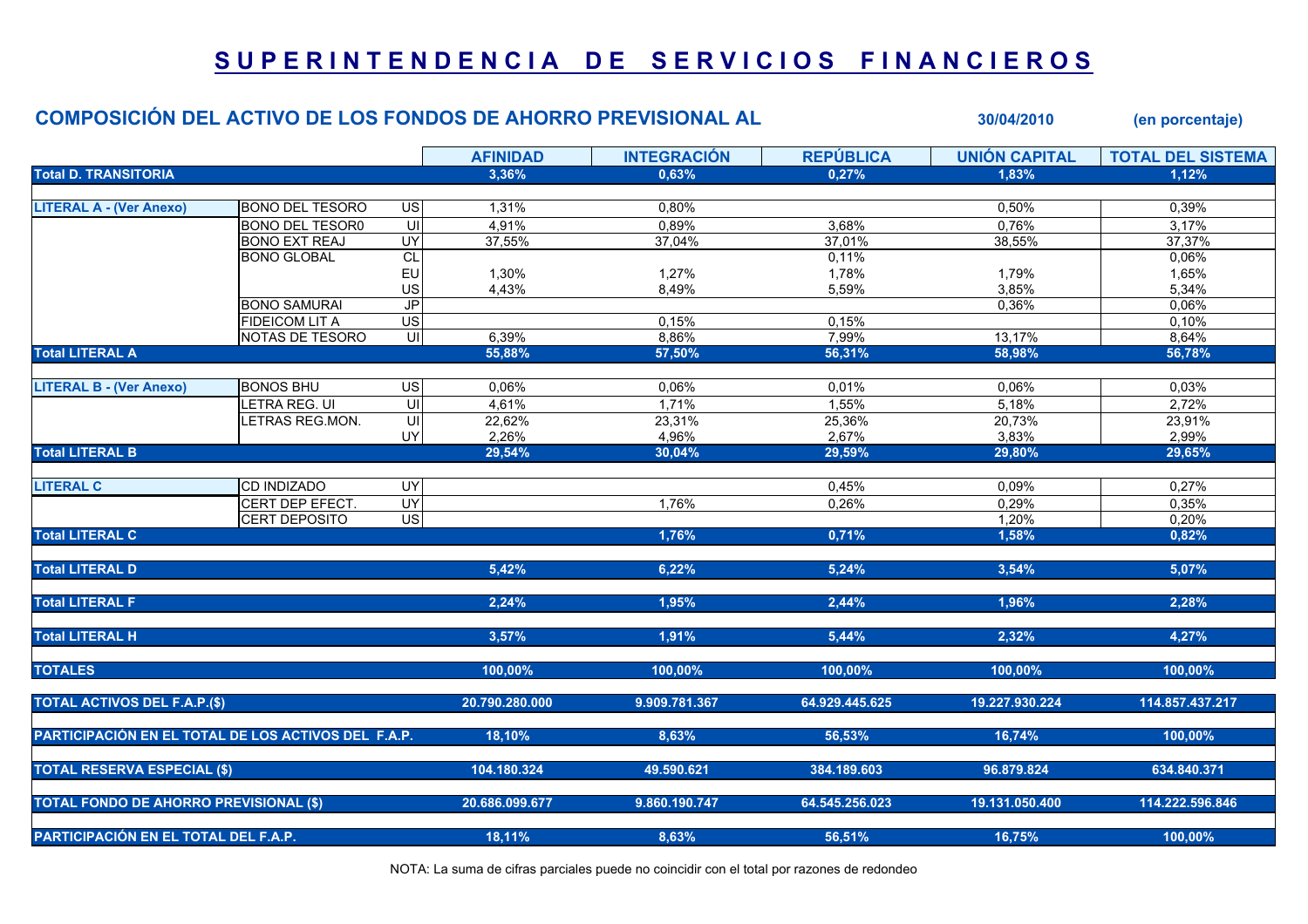# SUPERINTENDENCIA DE SERVICIOS FINANCIEROS

## COMPOSICIÓN DEL ACTIVO DE LOS FONDOS DE AHORRO PREVISIONAL AL 30/04/2010 (en porcentaje)

| | | | AFINIDAD | INTEGRACIÓN | REPÚBLICA | UNIÓN CAPITAL | TOTAL DEL SISTEMA |
|---|---|---|---|---|---|---|---|
| **Total D. TRANSITORIA** | | | **3,36%** | **0,63%** | **0,27%** | **1,83%** | **1,12%** |
| **LITERAL A - (Ver Anexo)** | BONO DEL TESORO | US | 1,31% | 0,80% | | 0,50% | 0,39% |
| | BONO DEL TESOR0 | UI | 4,91% | 0,89% | 3,68% | 0,76% | 3,17% |
| | BONO EXT REAJ | UY | 37,55% | 37,04% | 37,01% | 38,55% | 37,37% |
| | BONO GLOBAL | CL | | | 0,11% | | 0,06% |
| | | EU | 1,30% | 1,27% | 1,78% | 1,79% | 1,65% |
| | | US | 4,43% | 8,49% | 5,59% | 3,85% | 5,34% |
| | BONO SAMURAI | JP | | | | 0,36% | 0,06% |
| | FIDEICOM LIT A | US | | 0,15% | 0,15% | | 0,10% |
| | NOTAS DE TESORO | UI | 6,39% | 8,86% | 7,99% | 13,17% | 8,64% |
| **Total LITERAL A** | | | **55,88%** | **57,50%** | **56,31%** | **58,98%** | **56,78%** |
| **LITERAL B - (Ver Anexo)** | BONOS BHU | US | 0,06% | 0,06% | 0,01% | 0,06% | 0,03% |
| | LETRA REG. UI | UI | 4,61% | 1,71% | 1,55% | 5,18% | 2,72% |
| | LETRAS REG.MON. | UI | 22,62% | 23,31% | 25,36% | 20,73% | 23,91% |
| | | UY | 2,26% | 4,96% | 2,67% | 3,83% | 2,99% |
| **Total LITERAL B** | | | **29,54%** | **30,04%** | **29,59%** | **29,80%** | **29,65%** |
| **LITERAL C** | CD INDIZADO | UY | | | 0,45% | 0,09% | 0,27% |
| | CERT DEP EFECT. | UY | | 1,76% | 0,26% | 0,29% | 0,35% |
| | CERT DEPOSITO | US | | | | 1,20% | 0,20% |
| **Total LITERAL C** | | | | **1,76%** | **0,71%** | **1,58%** | **0,82%** |
| **Total LITERAL D** | | | **5,42%** | **6,22%** | **5,24%** | **3,54%** | **5,07%** |
| **Total LITERAL F** | | | **2,24%** | **1,95%** | **2,44%** | **1,96%** | **2,28%** |
| **Total LITERAL H** | | | **3,57%** | **1,91%** | **5,44%** | **2,32%** | **4,27%** |
| **TOTALES** | | | **100,00%** | **100,00%** | **100,00%** | **100,00%** | **100,00%** |
| **TOTAL ACTIVOS DEL F.A.P.($)** | | | **20.790.280.000** | **9.909.781.367** | **64.929.445.625** | **19.227.930.224** | **114.857.437.217** |
| **PARTICIPACIÓN EN EL TOTAL DE LOS ACTIVOS DEL F.A.P.** | | | **18,10%** | **8,63%** | **56,53%** | **16,74%** | **100,00%** |
| **TOTAL RESERVA ESPECIAL ($)** | | | **104.180.324** | **49.590.621** | **384.189.603** | **96.879.824** | **634.840.371** |
| **TOTAL FONDO DE AHORRO PREVISIONAL ($)** | | | **20.686.099.677** | **9.860.190.747** | **64.545.256.023** | **19.131.050.400** | **114.222.596.846** |
| **PARTICIPACIÓN EN EL TOTAL DEL F.A.P.** | | | **18,11%** | **8,63%** | **56,51%** | **16,75%** | **100,00%** |

NOTA: La suma de cifras parciales puede no coincidir con el total por razones de redondeo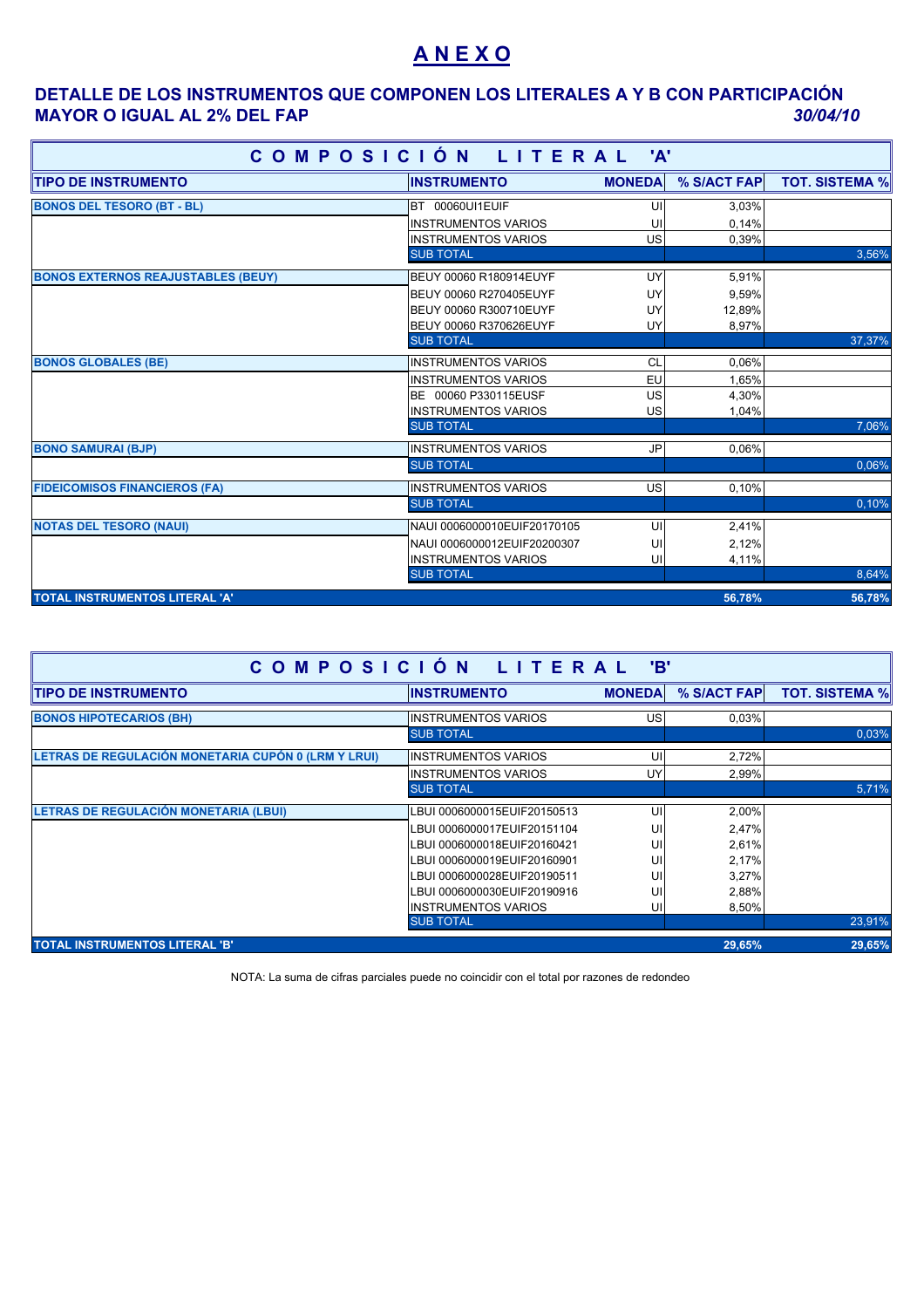# A N E X O

## DETALLE DE LOS INSTRUMENTOS QUE COMPONEN LOS LITERALES A Y B CON PARTICIPACIÓN MAYOR O IGUAL AL 2% DEL FAP

*30/04/10*

### C O M P O S I C I Ó N   L I T E R A L   'A'

| TIPO DE INSTRUMENTO | INSTRUMENTO | MONEDA | % S/ACT FAP | TOT. SISTEMA % |
|---|---|---|---|---|
| BONOS DEL TESORO (BT - BL) | BT 00060UI1EUIF | UI | 3,03% | |
| | INSTRUMENTOS VARIOS | UI | 0,14% | |
| | INSTRUMENTOS VARIOS | US | 0,39% | |
| | SUB TOTAL | | | 3,56% |
| BONOS EXTERNOS REAJUSTABLES (BEUY) | BEUY 00060 R180914EUYF | UY | 5,91% | |
| | BEUY 00060 R270405EUYF | UY | 9,59% | |
| | BEUY 00060 R300710EUYF | UY | 12,89% | |
| | BEUY 00060 R370626EUYF | UY | 8,97% | |
| | SUB TOTAL | | | 37,37% |
| BONOS GLOBALES (BE) | INSTRUMENTOS VARIOS | CL | 0,06% | |
| | INSTRUMENTOS VARIOS | EU | 1,65% | |
| | BE 00060 P330115EUSF | US | 4,30% | |
| | INSTRUMENTOS VARIOS | US | 1,04% | |
| | SUB TOTAL | | | 7,06% |
| BONO SAMURAI (BJP) | INSTRUMENTOS VARIOS | JP | 0,06% | |
| | SUB TOTAL | | | 0,06% |
| FIDEICOMISOS FINANCIEROS (FA) | INSTRUMENTOS VARIOS | US | 0,10% | |
| | SUB TOTAL | | | 0,10% |
| NOTAS DEL TESORO (NAUI) | NAUI 0006000010EUIF20170105 | UI | 2,41% | |
| | NAUI 0006000012EUIF20200307 | UI | 2,12% | |
| | INSTRUMENTOS VARIOS | UI | 4,11% | |
| | SUB TOTAL | | | 8,64% |
| TOTAL INSTRUMENTOS LITERAL 'A' | | | 56,78% | 56,78% |

### C O M P O S I C I Ó N   L I T E R A L   'B'

| TIPO DE INSTRUMENTO | INSTRUMENTO | MONEDA | % S/ACT FAP | TOT. SISTEMA % |
|---|---|---|---|---|
| BONOS HIPOTECARIOS (BH) | INSTRUMENTOS VARIOS | US | 0,03% | |
| | SUB TOTAL | | | 0,03% |
| LETRAS DE REGULACIÓN MONETARIA CUPÓN 0 (LRM Y LRUI) | INSTRUMENTOS VARIOS | UI | 2,72% | |
| | INSTRUMENTOS VARIOS | UY | 2,99% | |
| | SUB TOTAL | | | 5,71% |
| LETRAS DE REGULACIÓN MONETARIA (LBUI) | LBUI 0006000015EUIF20150513 | UI | 2,00% | |
| | LBUI 0006000017EUIF20151104 | UI | 2,47% | |
| | LBUI 0006000018EUIF20160421 | UI | 2,61% | |
| | LBUI 0006000019EUIF20160901 | UI | 2,17% | |
| | LBUI 0006000028EUIF20190511 | UI | 3,27% | |
| | LBUI 0006000030EUIF20190916 | UI | 2,88% | |
| | INSTRUMENTOS VARIOS | UI | 8,50% | |
| | SUB TOTAL | | | 23,91% |
| TOTAL INSTRUMENTOS LITERAL 'B' | | | 29,65% | 29,65% |

NOTA: La suma de cifras parciales puede no coincidir con el total por razones de redondeo